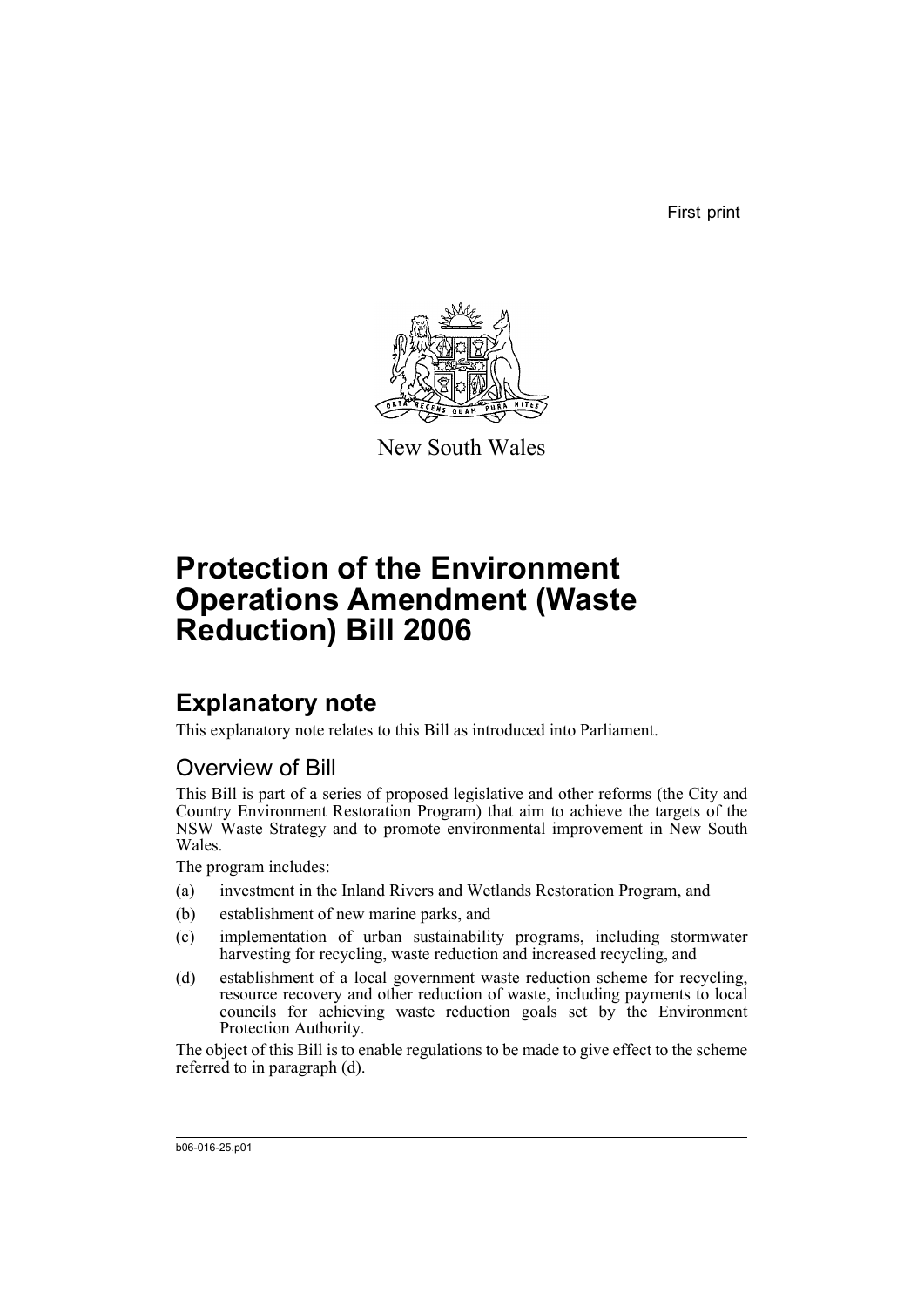First print

New South Wales

# Protection of the Environment Operations Amendment (Waste Reduction) Bill 2006

## Explanatory note

This explanatory note relates to this Bill as introduced into Parliament.

### Overview of Bill

This Bill is part of a series of proposed legislative and other reforms (the City and Country Environment Restoration Program) that aim to achieve the targets of the NSW Waste Strategy and to promote environmental improvement in New South Wales.

The program includes:

(a) investment in the Inland Rivers and Wetlands Restoration Program, and

(b) establishment of new marine parks, and

(c) implementation of urban sustainability programs, including stormwater harvesting for recycling, waste reduction and increased recycling, and

(d) establishment of a local government waste reduction scheme for recycling, resource recovery and other reduction of waste, including payments to local councils for achieving waste reduction goals set by the Environment Protection Authority.

The object of this Bill is to enable regulations to be made to give effect to the scheme referred to in paragraph (d).

b06-016-25.p01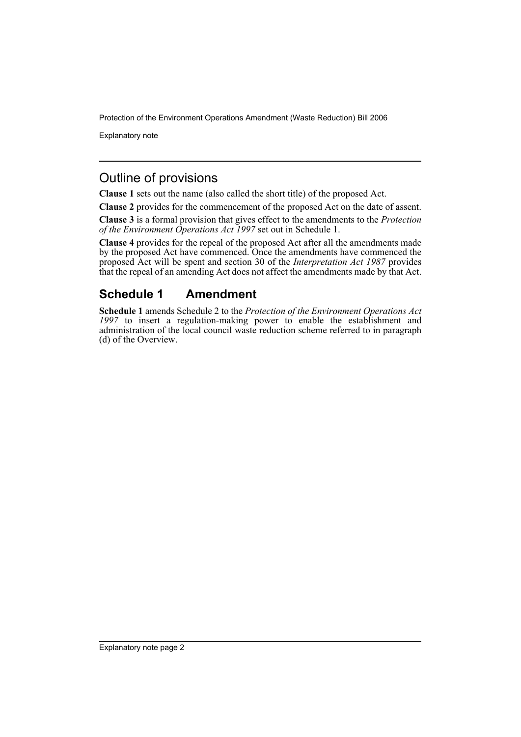## Outline of provisions

**Clause 1** sets out the name (also called the short title) of the proposed Act.

**Clause 2** provides for the commencement of the proposed Act on the date of assent.

**Clause 3** is a formal provision that gives effect to the amendments to the *Protection of the Environment Operations Act 1997* set out in Schedule 1.

**Clause 4** provides for the repeal of the proposed Act after all the amendments made by the proposed Act have commenced. Once the amendments have commenced the proposed Act will be spent and section 30 of the *Interpretation Act 1987* provides that the repeal of an amending Act does not affect the amendments made by that Act.

## Schedule 1 Amendment

**Schedule 1** amends Schedule 2 to the *Protection of the Environment Operations Act 1997* to insert a regulation-making power to enable the establishment and administration of the local council waste reduction scheme referred to in paragraph (d) of the Overview.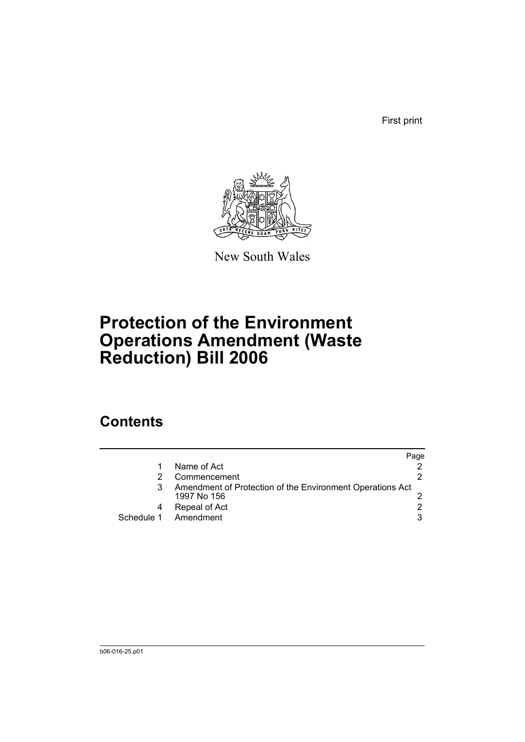First print

New South Wales

# Protection of the Environment Operations Amendment (Waste Reduction) Bill 2006

## Contents

| | | Page |
|---|---|---|
| 1 | Name of Act | 2 |
| 2 | Commencement | 2 |
| 3 | Amendment of Protection of the Environment Operations Act 1997 No 156 | 2 |
| 4 | Repeal of Act | 2 |
| Schedule 1 | Amendment | 3 |

b06-016-25.p01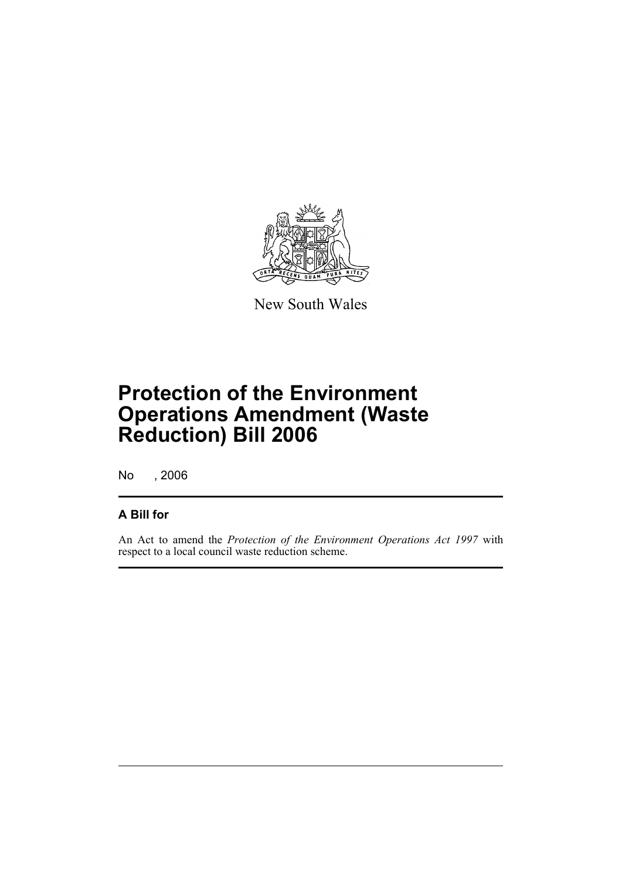New South Wales

# Protection of the Environment Operations Amendment (Waste Reduction) Bill 2006

No , 2006

## A Bill for

An Act to amend the *Protection of the Environment Operations Act 1997* with respect to a local council waste reduction scheme.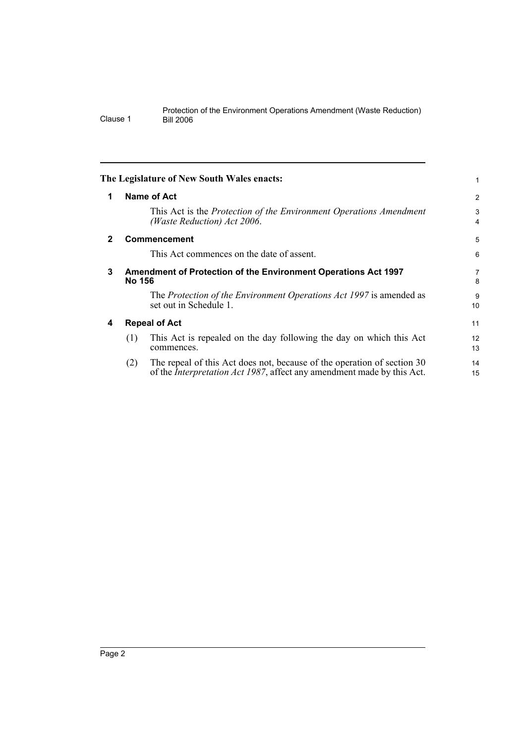**The Legislature of New South Wales enacts:**

## 1 Name of Act

This Act is the *Protection of the Environment Operations Amendment (Waste Reduction) Act 2006*.

## 2 Commencement

This Act commences on the date of assent.

## 3 Amendment of Protection of the Environment Operations Act 1997 No 156

The *Protection of the Environment Operations Act 1997* is amended as set out in Schedule 1.

## 4 Repeal of Act

(1) This Act is repealed on the day following the day on which this Act commences.

(2) The repeal of this Act does not, because of the operation of section 30 of the *Interpretation Act 1987*, affect any amendment made by this Act.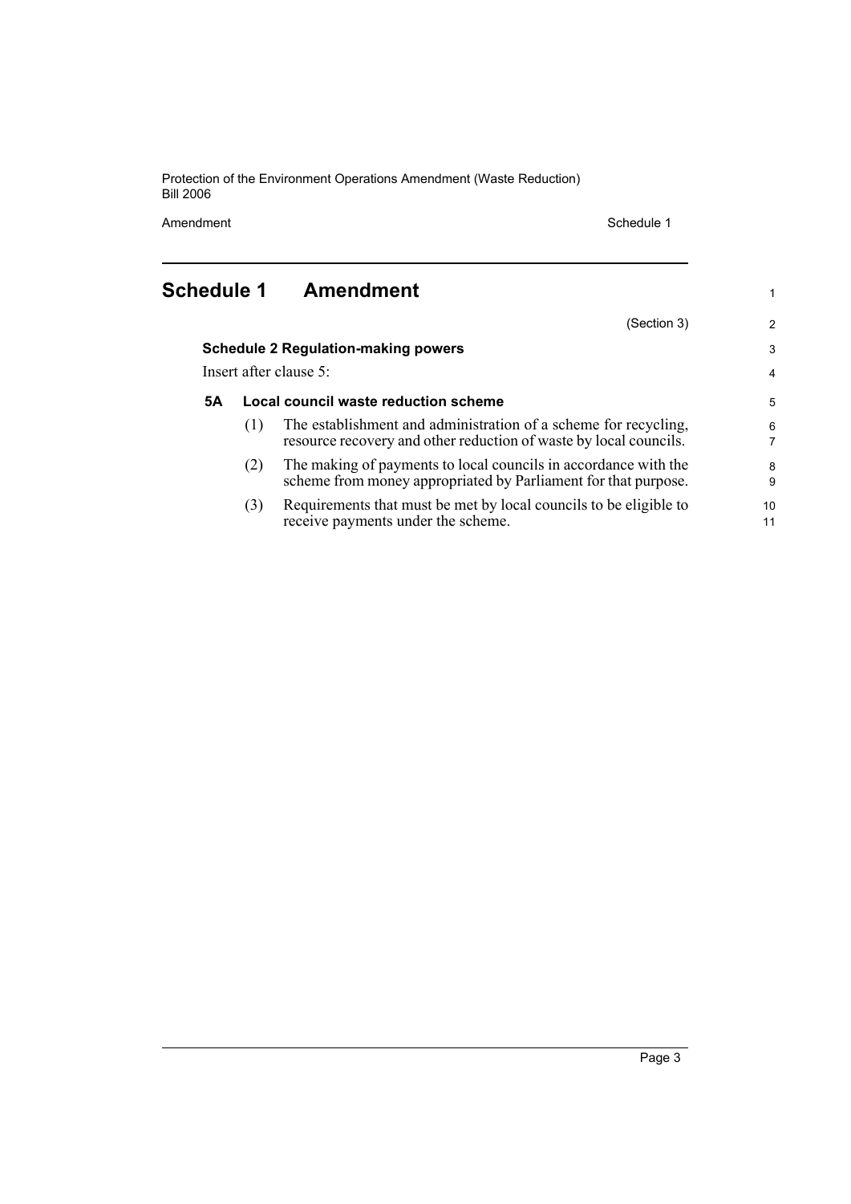## Schedule 1 Amendment

(Section 3)

**Schedule 2 Regulation-making powers**

Insert after clause 5:

**5A Local council waste reduction scheme**

(1) The establishment and administration of a scheme for recycling, resource recovery and other reduction of waste by local councils.

(2) The making of payments to local councils in accordance with the scheme from money appropriated by Parliament for that purpose.

(3) Requirements that must be met by local councils to be eligible to receive payments under the scheme.